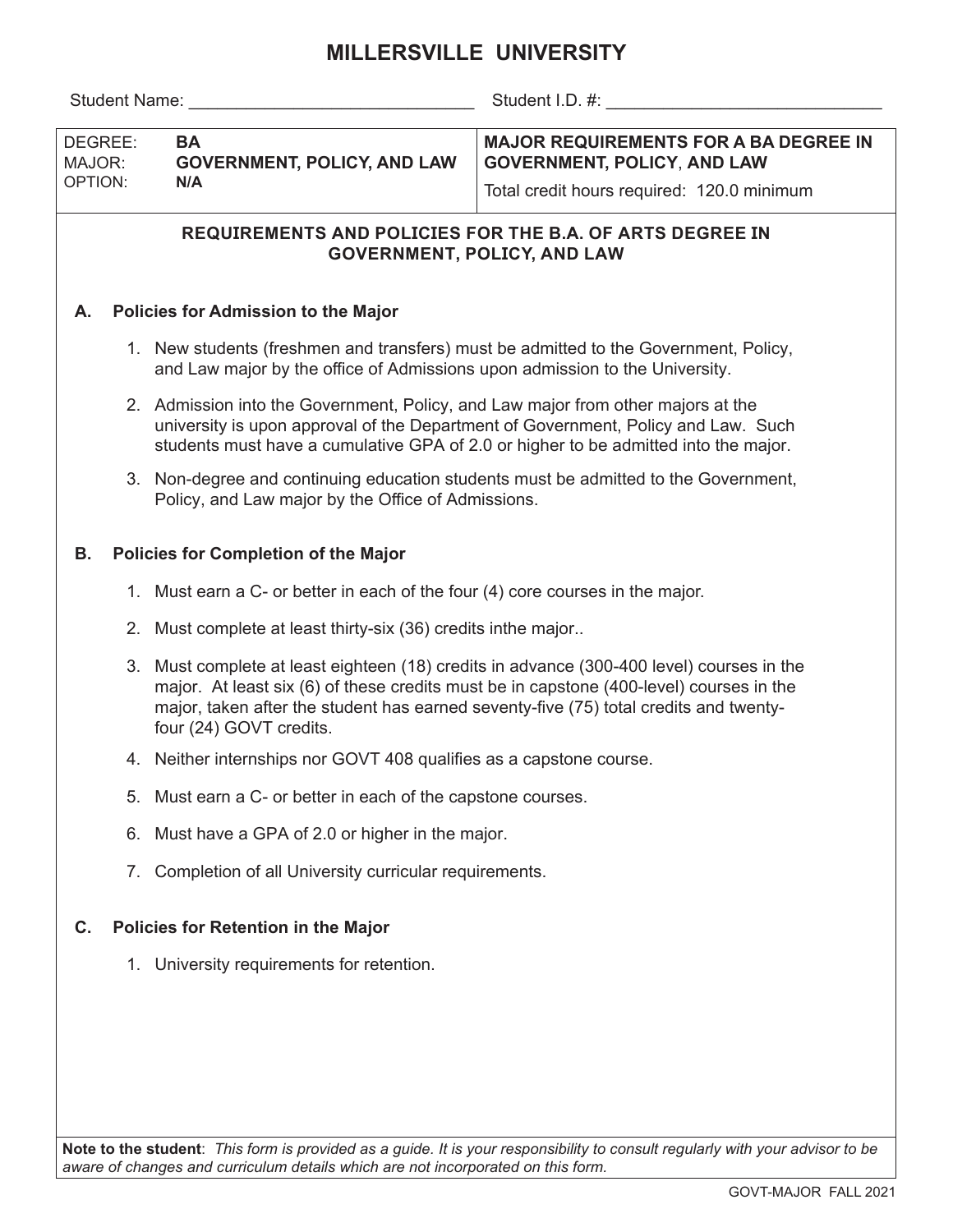# MILLERSVILLE UNIVERSITY

Student Name: ______________________________ Student I.D. #: ______________________________

| DEGREE: **BA**<br>MAJOR: **GOVERNMENT, POLICY, AND LAW**<br>OPTION: **N/A** | **MAJOR REQUIREMENTS FOR A BA DEGREE IN GOVERNMENT, POLICY, AND LAW**<br>Total credit hours required: 120.0 minimum |
|---|---|

## REQUIREMENTS AND POLICIES FOR THE B.A. OF ARTS DEGREE IN GOVERNMENT, POLICY, AND LAW

### A. Policies for Admission to the Major

1. New students (freshmen and transfers) must be admitted to the Government, Policy, and Law major by the office of Admissions upon admission to the University.
2. Admission into the Government, Policy, and Law major from other majors at the university is upon approval of the Department of Government, Policy and Law. Such students must have a cumulative GPA of 2.0 or higher to be admitted into the major.
3. Non-degree and continuing education students must be admitted to the Government, Policy, and Law major by the Office of Admissions.

### B. Policies for Completion of the Major

1. Must earn a C- or better in each of the four (4) core courses in the major.
2. Must complete at least thirty-six (36) credits inthe major..
3. Must complete at least eighteen (18) credits in advance (300-400 level) courses in the major. At least six (6) of these credits must be in capstone (400-level) courses in the major, taken after the student has earned seventy-five (75) total credits and twenty-four (24) GOVT credits.
4. Neither internships nor GOVT 408 qualifies as a capstone course.
5. Must earn a C- or better in each of the capstone courses.
6. Must have a GPA of 2.0 or higher in the major.
7. Completion of all University curricular requirements.

### C. Policies for Retention in the Major

1. University requirements for retention.

**Note to the student**: *This form is provided as a guide. It is your responsibility to consult regularly with your advisor to be aware of changes and curriculum details which are not incorporated on this form.*

GOVT-MAJOR FALL 2021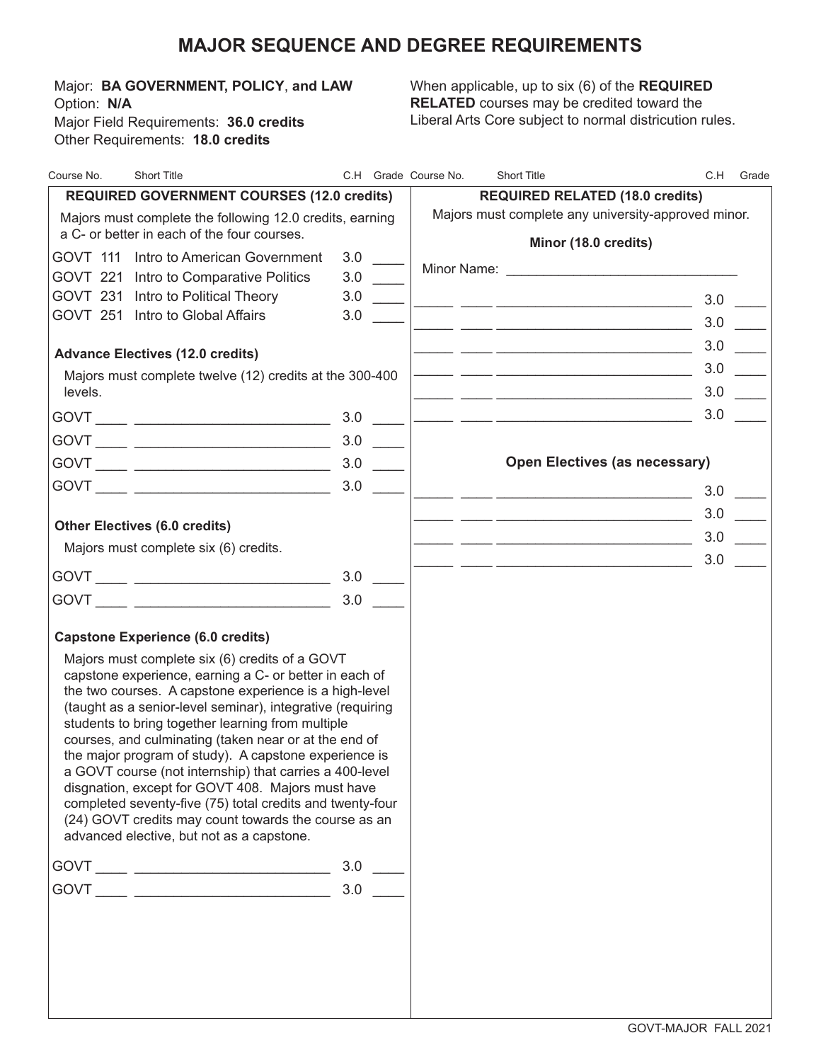# MAJOR SEQUENCE AND DEGREE REQUIREMENTS

Major: **BA GOVERNMENT, POLICY, and LAW**
Option: **N/A**
Major Field Requirements: **36.0 credits**
Other Requirements: **18.0 credits**

When applicable, up to six (6) of the **REQUIRED RELATED** courses may be credited toward the Liberal Arts Core subject to normal districution rules.

| Course No. | Short Title | C.H | Grade |
|---|---|---|---|
| **REQUIRED GOVERNMENT COURSES (12.0 credits)** | | | |
| Majors must complete the following 12.0 credits, earning a C- or better in each of the four courses. | | | |
| GOVT 111 | Intro to American Government | 3.0 | ____ |
| GOVT 221 | Intro to Comparative Politics | 3.0 | ____ |
| GOVT 231 | Intro to Political Theory | 3.0 | ____ |
| GOVT 251 | Intro to Global Affairs | 3.0 | ____ |
| **Advance Electives (12.0 credits)** | | | |
| Majors must complete twelve (12) credits at the 300-400 levels. | | | |
| GOVT ____ | __________________________ | 3.0 | ____ |
| GOVT ____ | __________________________ | 3.0 | ____ |
| GOVT ____ | __________________________ | 3.0 | ____ |
| GOVT ____ | __________________________ | 3.0 | ____ |
| **Other Electives (6.0 credits)** | | | |
| Majors must complete six (6) credits. | | | |
| GOVT ____ | __________________________ | 3.0 | ____ |
| GOVT ____ | __________________________ | 3.0 | ____ |
| **Capstone Experience (6.0 credits)** | | | |
| Majors must complete six (6) credits of a GOVT capstone experience, earning a C- or better in each of the two courses. A capstone experience is a high-level (taught as a senior-level seminar), integrative (requiring students to bring together learning from multiple courses, and culminating (taken near or at the end of the major program of study). A capstone experience is a GOVT course (not internship) that carries a 400-level disgnation, except for GOVT 408. Majors must have completed seventy-five (75) total credits and twenty-four (24) GOVT credits may count towards the course as an advanced elective, but not as a capstone. | | | |
| GOVT ____ | __________________________ | 3.0 | ____ |
| GOVT ____ | __________________________ | 3.0 | ____ |

| Course No. | Short Title | C.H | Grade |
|---|---|---|---|
| **REQUIRED RELATED (18.0 credits)** | | | |
| Majors must complete any university-approved minor. | | | |
| **Minor (18.0 credits)** | | | |
| Minor Name: ______________________________ | | | |
| _____ ____ | __________________________ | 3.0 | ____ |
| _____ ____ | __________________________ | 3.0 | ____ |
| _____ ____ | __________________________ | 3.0 | ____ |
| _____ ____ | __________________________ | 3.0 | ____ |
| _____ ____ | __________________________ | 3.0 | ____ |
| _____ ____ | __________________________ | 3.0 | ____ |
| **Open Electives (as necessary)** | | | |
| _____ ____ | __________________________ | 3.0 | ____ |
| _____ ____ | __________________________ | 3.0 | ____ |
| _____ ____ | __________________________ | 3.0 | ____ |
| _____ ____ | __________________________ | 3.0 | ____ |

GOVT-MAJOR FALL 2021